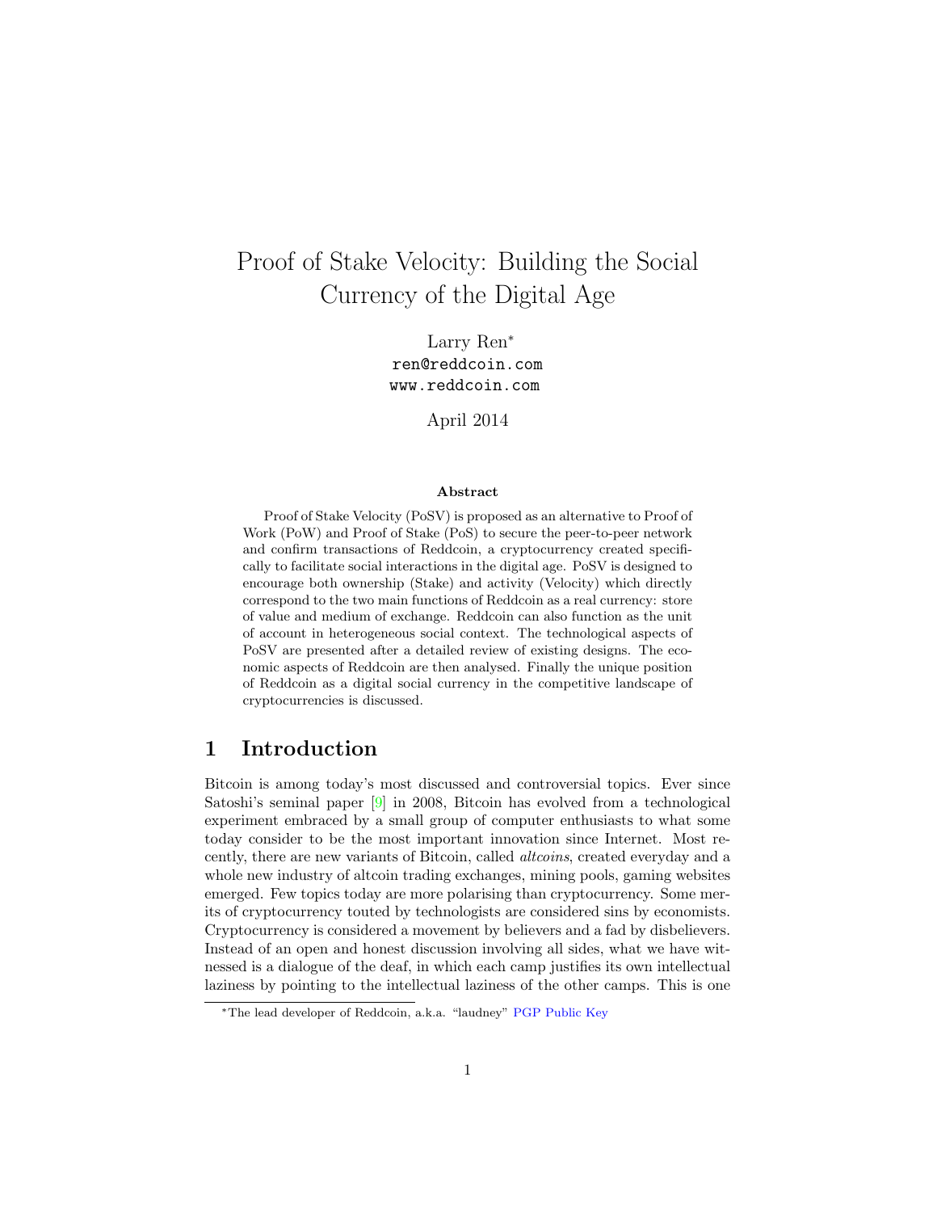# Proof of Stake Velocity: Building the Social Currency of the Digital Age

Larry Ren*
ren@reddcoin.com
www.reddcoin.com

April 2014

**Abstract**

Proof of Stake Velocity (PoSV) is proposed as an alternative to Proof of Work (PoW) and Proof of Stake (PoS) to secure the peer-to-peer network and confirm transactions of Reddcoin, a cryptocurrency created specifically to facilitate social interactions in the digital age. PoSV is designed to encourage both ownership (Stake) and activity (Velocity) which directly correspond to the two main functions of Reddcoin as a real currency: store of value and medium of exchange. Reddcoin can also function as the unit of account in heterogeneous social context. The technological aspects of PoSV are presented after a detailed review of existing designs. The economic aspects of Reddcoin are then analysed. Finally the unique position of Reddcoin as a digital social currency in the competitive landscape of cryptocurrencies is discussed.

## 1 Introduction

Bitcoin is among today's most discussed and controversial topics. Ever since Satoshi's seminal paper [9] in 2008, Bitcoin has evolved from a technological experiment embraced by a small group of computer enthusiasts to what some today consider to be the most important innovation since Internet. Most recently, there are new variants of Bitcoin, called *altcoins*, created everyday and a whole new industry of altcoin trading exchanges, mining pools, gaming websites emerged. Few topics today are more polarising than cryptocurrency. Some merits of cryptocurrency touted by technologists are considered sins by economists. Cryptocurrency is considered a movement by believers and a fad by disbelievers. Instead of an open and honest discussion involving all sides, what we have witnessed is a dialogue of the deaf, in which each camp justifies its own intellectual laziness by pointing to the intellectual laziness of the other camps. This is one

*The lead developer of Reddcoin, a.k.a. "laudney" PGP Public Key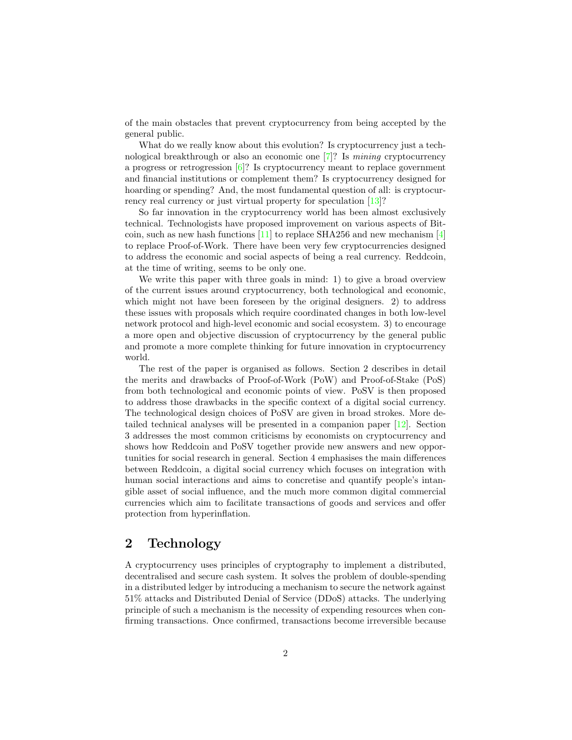of the main obstacles that prevent cryptocurrency from being accepted by the general public.

What do we really know about this evolution? Is cryptocurrency just a technological breakthrough or also an economic one [7]? Is *mining* cryptocurrency a progress or retrogression [6]? Is cryptocurrency meant to replace government and financial institutions or complement them? Is cryptocurrency designed for hoarding or spending? And, the most fundamental question of all: is cryptocurrency real currency or just virtual property for speculation [13]?

So far innovation in the cryptocurrency world has been almost exclusively technical. Technologists have proposed improvement on various aspects of Bitcoin, such as new hash functions [11] to replace SHA256 and new mechanism [4] to replace Proof-of-Work. There have been very few cryptocurrencies designed to address the economic and social aspects of being a real currency. Reddcoin, at the time of writing, seems to be only one.

We write this paper with three goals in mind: 1) to give a broad overview of the current issues around cryptocurrency, both technological and economic, which might not have been foreseen by the original designers. 2) to address these issues with proposals which require coordinated changes in both low-level network protocol and high-level economic and social ecosystem. 3) to encourage a more open and objective discussion of cryptocurrency by the general public and promote a more complete thinking for future innovation in cryptocurrency world.

The rest of the paper is organised as follows. Section 2 describes in detail the merits and drawbacks of Proof-of-Work (PoW) and Proof-of-Stake (PoS) from both technological and economic points of view. PoSV is then proposed to address those drawbacks in the specific context of a digital social currency. The technological design choices of PoSV are given in broad strokes. More detailed technical analyses will be presented in a companion paper [12]. Section 3 addresses the most common criticisms by economists on cryptocurrency and shows how Reddcoin and PoSV together provide new answers and new opportunities for social research in general. Section 4 emphasises the main differences between Reddcoin, a digital social currency which focuses on integration with human social interactions and aims to concretise and quantify people's intangible asset of social influence, and the much more common digital commercial currencies which aim to facilitate transactions of goods and services and offer protection from hyperinflation.

## 2 Technology

A cryptocurrency uses principles of cryptography to implement a distributed, decentralised and secure cash system. It solves the problem of double-spending in a distributed ledger by introducing a mechanism to secure the network against 51% attacks and Distributed Denial of Service (DDoS) attacks. The underlying principle of such a mechanism is the necessity of expending resources when confirming transactions. Once confirmed, transactions become irreversible because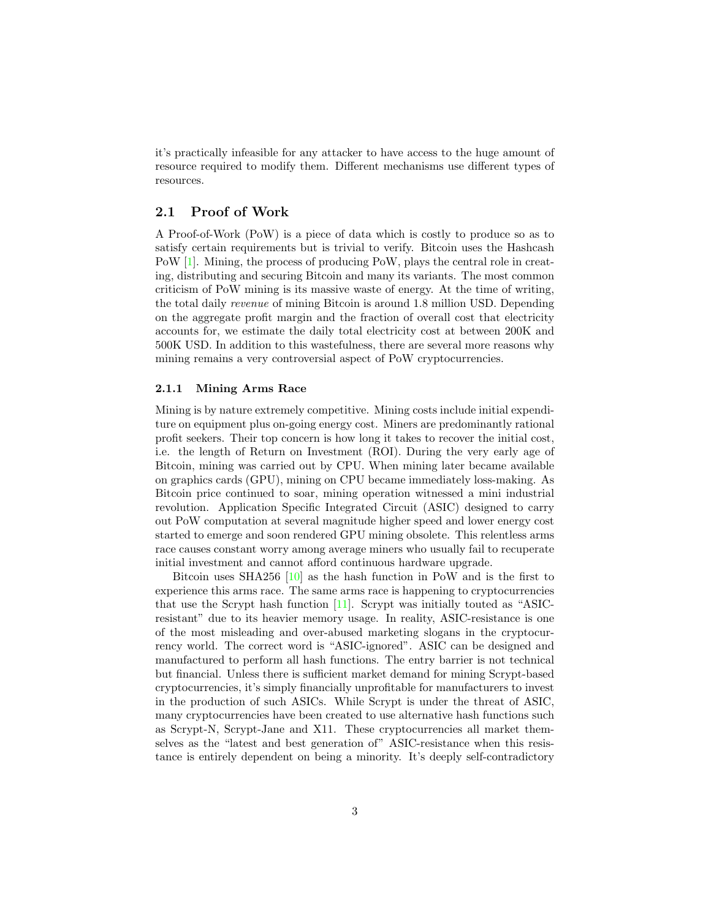it's practically infeasible for any attacker to have access to the huge amount of resource required to modify them. Different mechanisms use different types of resources.

## 2.1 Proof of Work

A Proof-of-Work (PoW) is a piece of data which is costly to produce so as to satisfy certain requirements but is trivial to verify. Bitcoin uses the Hashcash PoW [1]. Mining, the process of producing PoW, plays the central role in creating, distributing and securing Bitcoin and many its variants. The most common criticism of PoW mining is its massive waste of energy. At the time of writing, the total daily *revenue* of mining Bitcoin is around 1.8 million USD. Depending on the aggregate profit margin and the fraction of overall cost that electricity accounts for, we estimate the daily total electricity cost at between 200K and 500K USD. In addition to this wastefulness, there are several more reasons why mining remains a very controversial aspect of PoW cryptocurrencies.

### 2.1.1 Mining Arms Race

Mining is by nature extremely competitive. Mining costs include initial expenditure on equipment plus on-going energy cost. Miners are predominantly rational profit seekers. Their top concern is how long it takes to recover the initial cost, i.e. the length of Return on Investment (ROI). During the very early age of Bitcoin, mining was carried out by CPU. When mining later became available on graphics cards (GPU), mining on CPU became immediately loss-making. As Bitcoin price continued to soar, mining operation witnessed a mini industrial revolution. Application Specific Integrated Circuit (ASIC) designed to carry out PoW computation at several magnitude higher speed and lower energy cost started to emerge and soon rendered GPU mining obsolete. This relentless arms race causes constant worry among average miners who usually fail to recuperate initial investment and cannot afford continuous hardware upgrade.

Bitcoin uses SHA256 [10] as the hash function in PoW and is the first to experience this arms race. The same arms race is happening to cryptocurrencies that use the Scrypt hash function [11]. Scrypt was initially touted as "ASIC-resistant" due to its heavier memory usage. In reality, ASIC-resistance is one of the most misleading and over-abused marketing slogans in the cryptocurrency world. The correct word is "ASIC-ignored". ASIC can be designed and manufactured to perform all hash functions. The entry barrier is not technical but financial. Unless there is sufficient market demand for mining Scrypt-based cryptocurrencies, it's simply financially unprofitable for manufacturers to invest in the production of such ASICs. While Scrypt is under the threat of ASIC, many cryptocurrencies have been created to use alternative hash functions such as Scrypt-N, Scrypt-Jane and X11. These cryptocurrencies all market themselves as the "latest and best generation of" ASIC-resistance when this resistance is entirely dependent on being a minority. It's deeply self-contradictory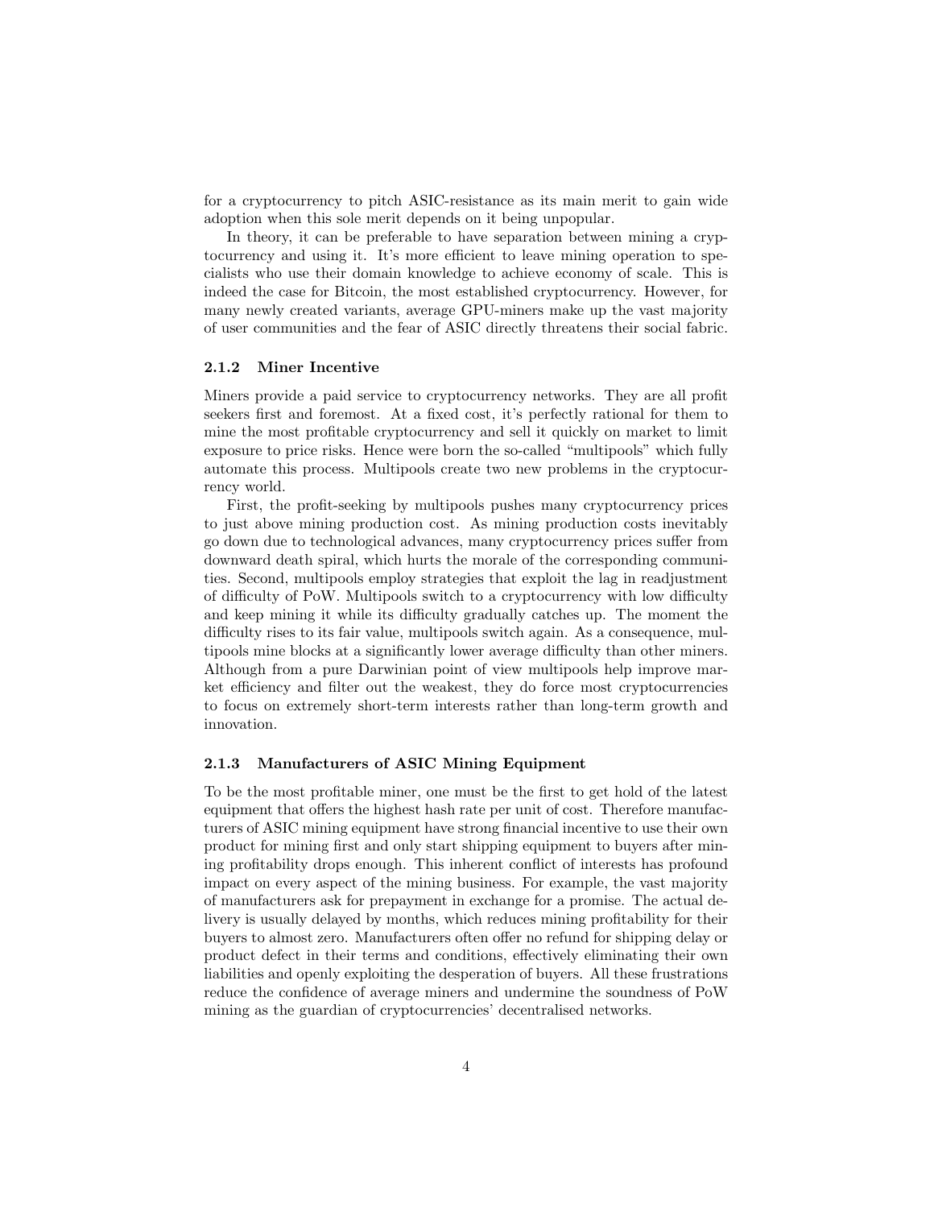for a cryptocurrency to pitch ASIC-resistance as its main merit to gain wide adoption when this sole merit depends on it being unpopular.

In theory, it can be preferable to have separation between mining a cryptocurrency and using it. It's more efficient to leave mining operation to specialists who use their domain knowledge to achieve economy of scale. This is indeed the case for Bitcoin, the most established cryptocurrency. However, for many newly created variants, average GPU-miners make up the vast majority of user communities and the fear of ASIC directly threatens their social fabric.

### 2.1.2 Miner Incentive

Miners provide a paid service to cryptocurrency networks. They are all profit seekers first and foremost. At a fixed cost, it's perfectly rational for them to mine the most profitable cryptocurrency and sell it quickly on market to limit exposure to price risks. Hence were born the so-called "multipools" which fully automate this process. Multipools create two new problems in the cryptocurrency world.

First, the profit-seeking by multipools pushes many cryptocurrency prices to just above mining production cost. As mining production costs inevitably go down due to technological advances, many cryptocurrency prices suffer from downward death spiral, which hurts the morale of the corresponding communities. Second, multipools employ strategies that exploit the lag in readjustment of difficulty of PoW. Multipools switch to a cryptocurrency with low difficulty and keep mining it while its difficulty gradually catches up. The moment the difficulty rises to its fair value, multipools switch again. As a consequence, multipools mine blocks at a significantly lower average difficulty than other miners. Although from a pure Darwinian point of view multipools help improve market efficiency and filter out the weakest, they do force most cryptocurrencies to focus on extremely short-term interests rather than long-term growth and innovation.

### 2.1.3 Manufacturers of ASIC Mining Equipment

To be the most profitable miner, one must be the first to get hold of the latest equipment that offers the highest hash rate per unit of cost. Therefore manufacturers of ASIC mining equipment have strong financial incentive to use their own product for mining first and only start shipping equipment to buyers after mining profitability drops enough. This inherent conflict of interests has profound impact on every aspect of the mining business. For example, the vast majority of manufacturers ask for prepayment in exchange for a promise. The actual delivery is usually delayed by months, which reduces mining profitability for their buyers to almost zero. Manufacturers often offer no refund for shipping delay or product defect in their terms and conditions, effectively eliminating their own liabilities and openly exploiting the desperation of buyers. All these frustrations reduce the confidence of average miners and undermine the soundness of PoW mining as the guardian of cryptocurrencies' decentralised networks.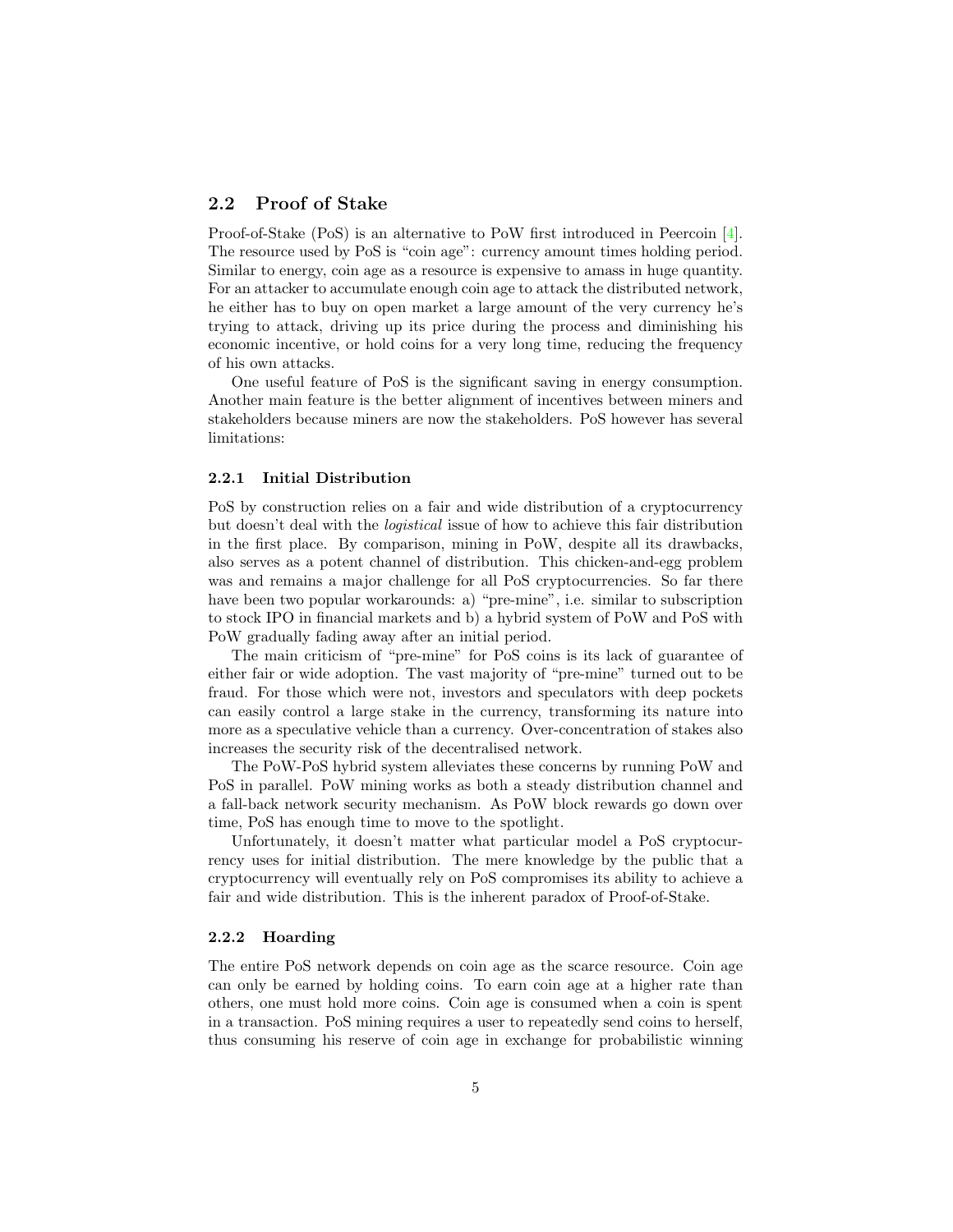## 2.2 Proof of Stake

Proof-of-Stake (PoS) is an alternative to PoW first introduced in Peercoin [4]. The resource used by PoS is "coin age": currency amount times holding period. Similar to energy, coin age as a resource is expensive to amass in huge quantity. For an attacker to accumulate enough coin age to attack the distributed network, he either has to buy on open market a large amount of the very currency he's trying to attack, driving up its price during the process and diminishing his economic incentive, or hold coins for a very long time, reducing the frequency of his own attacks.

One useful feature of PoS is the significant saving in energy consumption. Another main feature is the better alignment of incentives between miners and stakeholders because miners are now the stakeholders. PoS however has several limitations:

### 2.2.1 Initial Distribution

PoS by construction relies on a fair and wide distribution of a cryptocurrency but doesn't deal with the *logistical* issue of how to achieve this fair distribution in the first place. By comparison, mining in PoW, despite all its drawbacks, also serves as a potent channel of distribution. This chicken-and-egg problem was and remains a major challenge for all PoS cryptocurrencies. So far there have been two popular workarounds: a) "pre-mine", i.e. similar to subscription to stock IPO in financial markets and b) a hybrid system of PoW and PoS with PoW gradually fading away after an initial period.

The main criticism of "pre-mine" for PoS coins is its lack of guarantee of either fair or wide adoption. The vast majority of "pre-mine" turned out to be fraud. For those which were not, investors and speculators with deep pockets can easily control a large stake in the currency, transforming its nature into more as a speculative vehicle than a currency. Over-concentration of stakes also increases the security risk of the decentralised network.

The PoW-PoS hybrid system alleviates these concerns by running PoW and PoS in parallel. PoW mining works as both a steady distribution channel and a fall-back network security mechanism. As PoW block rewards go down over time, PoS has enough time to move to the spotlight.

Unfortunately, it doesn't matter what particular model a PoS cryptocurrency uses for initial distribution. The mere knowledge by the public that a cryptocurrency will eventually rely on PoS compromises its ability to achieve a fair and wide distribution. This is the inherent paradox of Proof-of-Stake.

### 2.2.2 Hoarding

The entire PoS network depends on coin age as the scarce resource. Coin age can only be earned by holding coins. To earn coin age at a higher rate than others, one must hold more coins. Coin age is consumed when a coin is spent in a transaction. PoS mining requires a user to repeatedly send coins to herself, thus consuming his reserve of coin age in exchange for probabilistic winning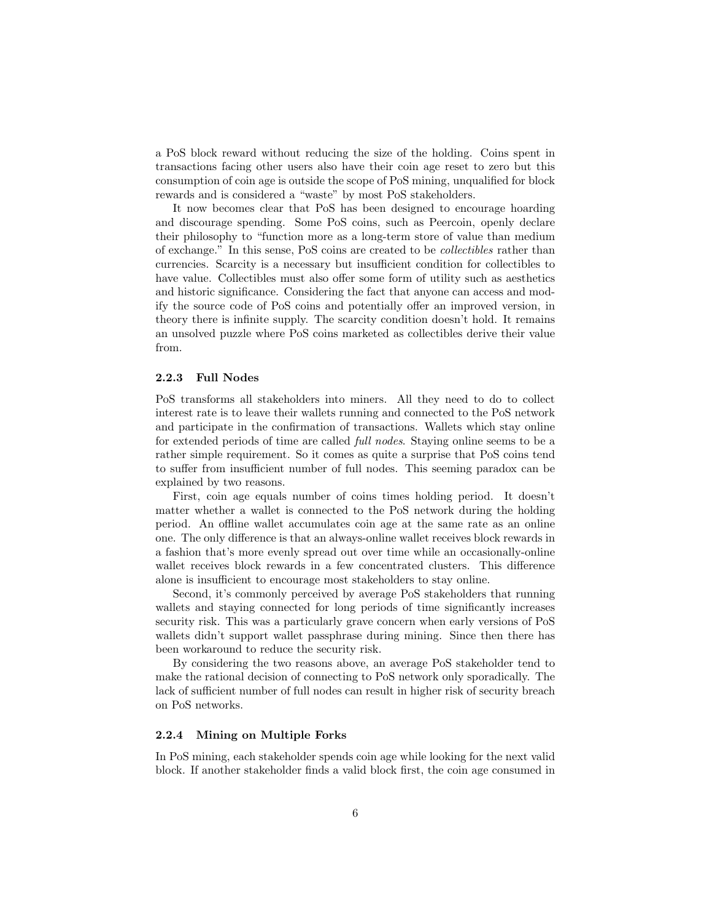a PoS block reward without reducing the size of the holding. Coins spent in transactions facing other users also have their coin age reset to zero but this consumption of coin age is outside the scope of PoS mining, unqualified for block rewards and is considered a "waste" by most PoS stakeholders.

It now becomes clear that PoS has been designed to encourage hoarding and discourage spending. Some PoS coins, such as Peercoin, openly declare their philosophy to "function more as a long-term store of value than medium of exchange." In this sense, PoS coins are created to be *collectibles* rather than currencies. Scarcity is a necessary but insufficient condition for collectibles to have value. Collectibles must also offer some form of utility such as aesthetics and historic significance. Considering the fact that anyone can access and modify the source code of PoS coins and potentially offer an improved version, in theory there is infinite supply. The scarcity condition doesn't hold. It remains an unsolved puzzle where PoS coins marketed as collectibles derive their value from.

### 2.2.3 Full Nodes

PoS transforms all stakeholders into miners. All they need to do to collect interest rate is to leave their wallets running and connected to the PoS network and participate in the confirmation of transactions. Wallets which stay online for extended periods of time are called *full nodes*. Staying online seems to be a rather simple requirement. So it comes as quite a surprise that PoS coins tend to suffer from insufficient number of full nodes. This seeming paradox can be explained by two reasons.

First, coin age equals number of coins times holding period. It doesn't matter whether a wallet is connected to the PoS network during the holding period. An offline wallet accumulates coin age at the same rate as an online one. The only difference is that an always-online wallet receives block rewards in a fashion that's more evenly spread out over time while an occasionally-online wallet receives block rewards in a few concentrated clusters. This difference alone is insufficient to encourage most stakeholders to stay online.

Second, it's commonly perceived by average PoS stakeholders that running wallets and staying connected for long periods of time significantly increases security risk. This was a particularly grave concern when early versions of PoS wallets didn't support wallet passphrase during mining. Since then there has been workaround to reduce the security risk.

By considering the two reasons above, an average PoS stakeholder tend to make the rational decision of connecting to PoS network only sporadically. The lack of sufficient number of full nodes can result in higher risk of security breach on PoS networks.

### 2.2.4 Mining on Multiple Forks

In PoS mining, each stakeholder spends coin age while looking for the next valid block. If another stakeholder finds a valid block first, the coin age consumed in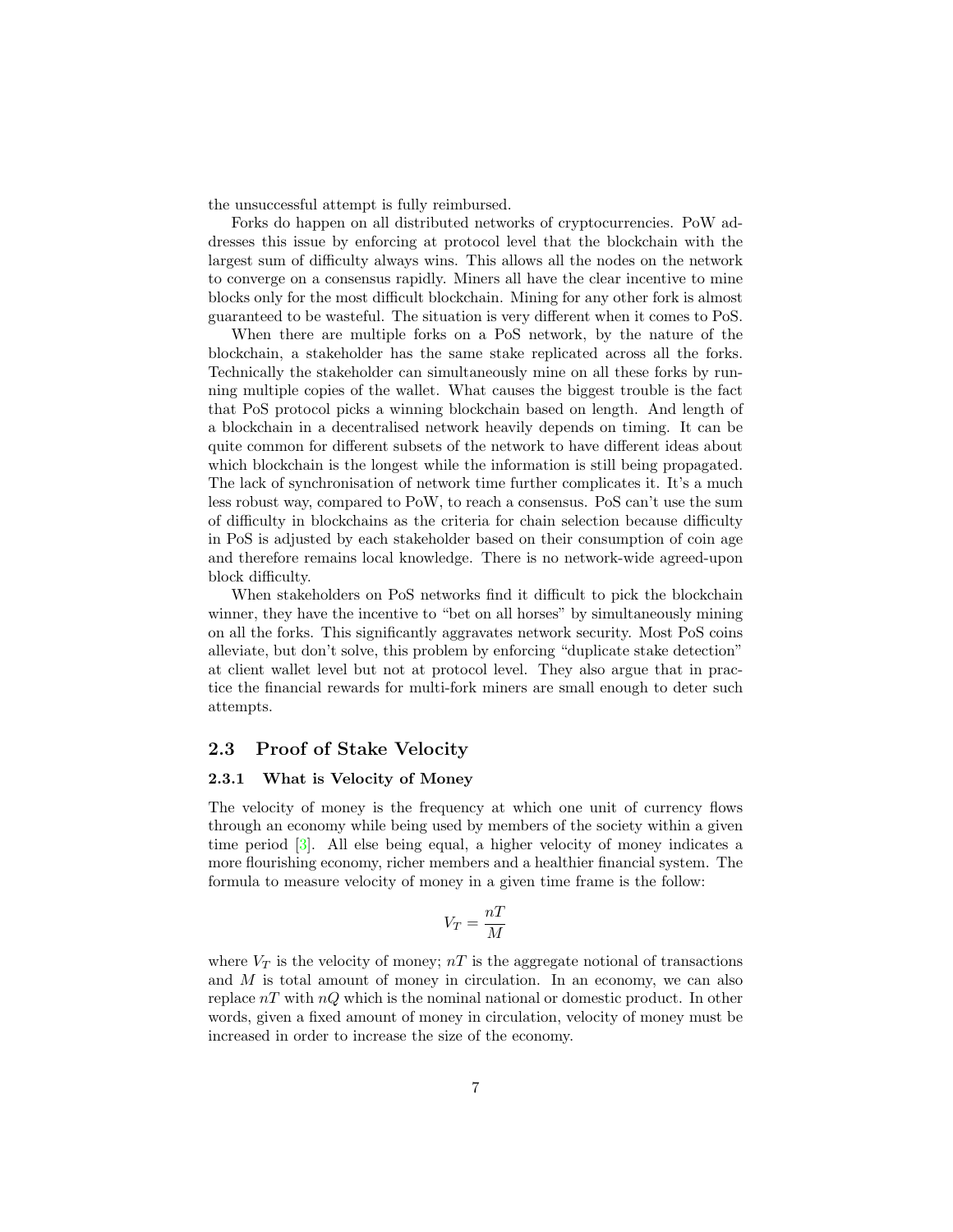the unsuccessful attempt is fully reimbursed.

Forks do happen on all distributed networks of cryptocurrencies. PoW addresses this issue by enforcing at protocol level that the blockchain with the largest sum of difficulty always wins. This allows all the nodes on the network to converge on a consensus rapidly. Miners all have the clear incentive to mine blocks only for the most difficult blockchain. Mining for any other fork is almost guaranteed to be wasteful. The situation is very different when it comes to PoS.

When there are multiple forks on a PoS network, by the nature of the blockchain, a stakeholder has the same stake replicated across all the forks. Technically the stakeholder can simultaneously mine on all these forks by running multiple copies of the wallet. What causes the biggest trouble is the fact that PoS protocol picks a winning blockchain based on length. And length of a blockchain in a decentralised network heavily depends on timing. It can be quite common for different subsets of the network to have different ideas about which blockchain is the longest while the information is still being propagated. The lack of synchronisation of network time further complicates it. It's a much less robust way, compared to PoW, to reach a consensus. PoS can't use the sum of difficulty in blockchains as the criteria for chain selection because difficulty in PoS is adjusted by each stakeholder based on their consumption of coin age and therefore remains local knowledge. There is no network-wide agreed-upon block difficulty.

When stakeholders on PoS networks find it difficult to pick the blockchain winner, they have the incentive to "bet on all horses" by simultaneously mining on all the forks. This significantly aggravates network security. Most PoS coins alleviate, but don't solve, this problem by enforcing "duplicate stake detection" at client wallet level but not at protocol level. They also argue that in practice the financial rewards for multi-fork miners are small enough to deter such attempts.

## 2.3 Proof of Stake Velocity

### 2.3.1 What is Velocity of Money

The velocity of money is the frequency at which one unit of currency flows through an economy while being used by members of the society within a given time period [3]. All else being equal, a higher velocity of money indicates a more flourishing economy, richer members and a healthier financial system. The formula to measure velocity of money in a given time frame is the follow:

$$V_T = \frac{nT}{M}$$

where $V_T$ is the velocity of money; $nT$ is the aggregate notional of transactions and $M$ is total amount of money in circulation. In an economy, we can also replace $nT$ with $nQ$ which is the nominal national or domestic product. In other words, given a fixed amount of money in circulation, velocity of money must be increased in order to increase the size of the economy.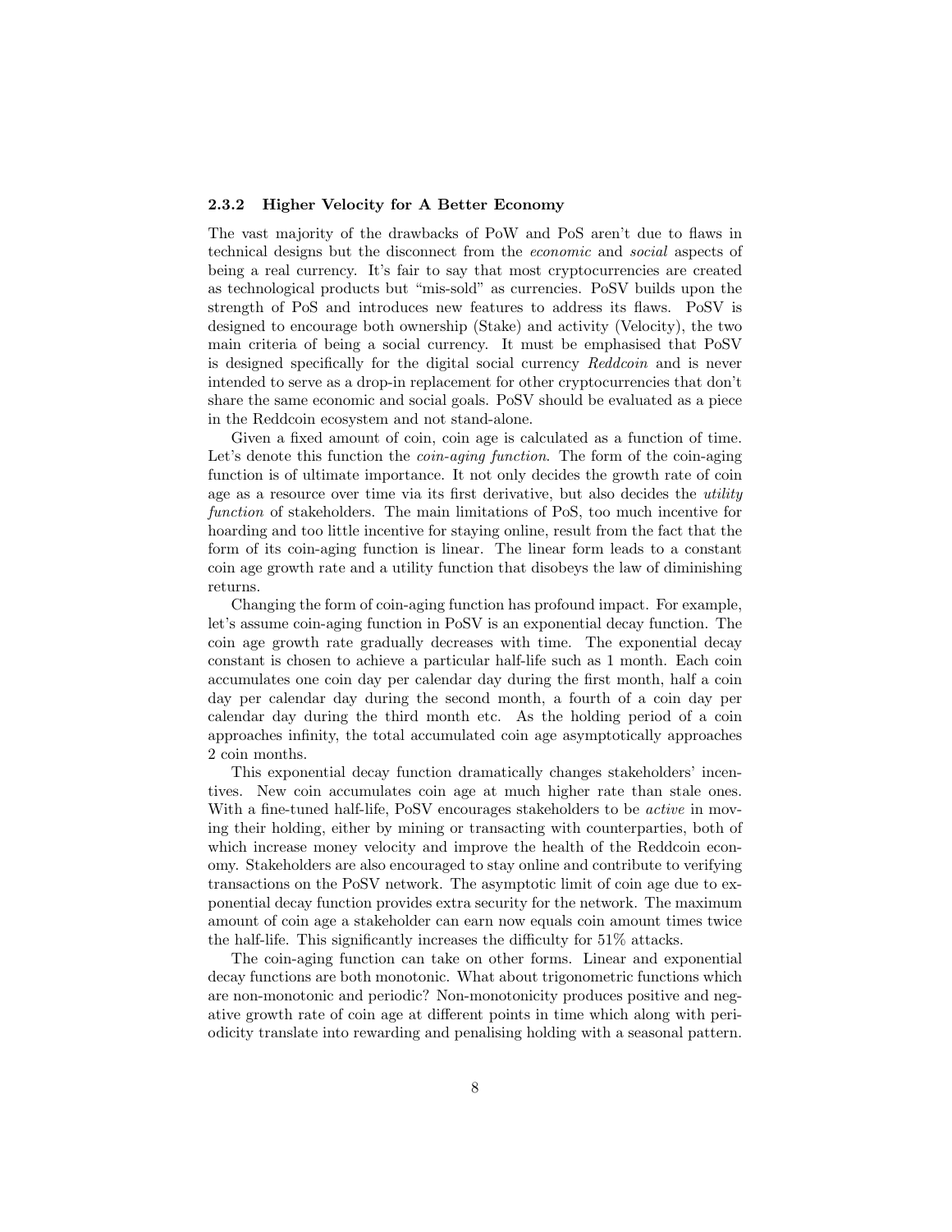### 2.3.2 Higher Velocity for A Better Economy

The vast majority of the drawbacks of PoW and PoS aren't due to flaws in technical designs but the disconnect from the *economic* and *social* aspects of being a real currency. It's fair to say that most cryptocurrencies are created as technological products but "mis-sold" as currencies. PoSV builds upon the strength of PoS and introduces new features to address its flaws. PoSV is designed to encourage both ownership (Stake) and activity (Velocity), the two main criteria of being a social currency. It must be emphasised that PoSV is designed specifically for the digital social currency *Reddcoin* and is never intended to serve as a drop-in replacement for other cryptocurrencies that don't share the same economic and social goals. PoSV should be evaluated as a piece in the Reddcoin ecosystem and not stand-alone.

Given a fixed amount of coin, coin age is calculated as a function of time. Let's denote this function the *coin-aging function*. The form of the coin-aging function is of ultimate importance. It not only decides the growth rate of coin age as a resource over time via its first derivative, but also decides the *utility function* of stakeholders. The main limitations of PoS, too much incentive for hoarding and too little incentive for staying online, result from the fact that the form of its coin-aging function is linear. The linear form leads to a constant coin age growth rate and a utility function that disobeys the law of diminishing returns.

Changing the form of coin-aging function has profound impact. For example, let's assume coin-aging function in PoSV is an exponential decay function. The coin age growth rate gradually decreases with time. The exponential decay constant is chosen to achieve a particular half-life such as 1 month. Each coin accumulates one coin day per calendar day during the first month, half a coin day per calendar day during the second month, a fourth of a coin day per calendar day during the third month etc. As the holding period of a coin approaches infinity, the total accumulated coin age asymptotically approaches 2 coin months.

This exponential decay function dramatically changes stakeholders' incentives. New coin accumulates coin age at much higher rate than stale ones. With a fine-tuned half-life, PoSV encourages stakeholders to be *active* in moving their holding, either by mining or transacting with counterparties, both of which increase money velocity and improve the health of the Reddcoin economy. Stakeholders are also encouraged to stay online and contribute to verifying transactions on the PoSV network. The asymptotic limit of coin age due to exponential decay function provides extra security for the network. The maximum amount of coin age a stakeholder can earn now equals coin amount times twice the half-life. This significantly increases the difficulty for 51% attacks.

The coin-aging function can take on other forms. Linear and exponential decay functions are both monotonic. What about trigonometric functions which are non-monotonic and periodic? Non-monotonicity produces positive and negative growth rate of coin age at different points in time which along with periodicity translate into rewarding and penalising holding with a seasonal pattern.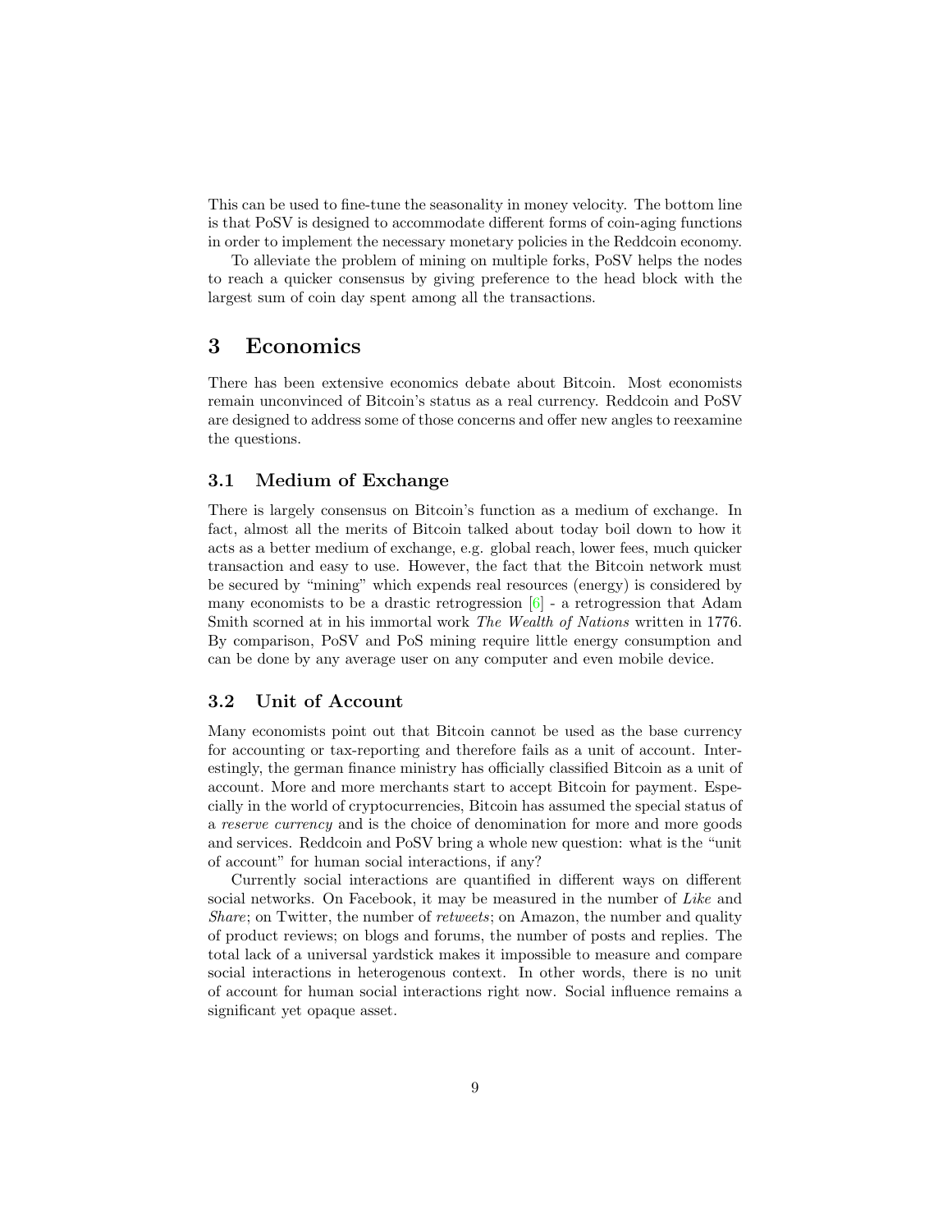This can be used to fine-tune the seasonality in money velocity. The bottom line is that PoSV is designed to accommodate different forms of coin-aging functions in order to implement the necessary monetary policies in the Reddcoin economy.

To alleviate the problem of mining on multiple forks, PoSV helps the nodes to reach a quicker consensus by giving preference to the head block with the largest sum of coin day spent among all the transactions.

## 3 Economics

There has been extensive economics debate about Bitcoin. Most economists remain unconvinced of Bitcoin's status as a real currency. Reddcoin and PoSV are designed to address some of those concerns and offer new angles to reexamine the questions.

### 3.1 Medium of Exchange

There is largely consensus on Bitcoin's function as a medium of exchange. In fact, almost all the merits of Bitcoin talked about today boil down to how it acts as a better medium of exchange, e.g. global reach, lower fees, much quicker transaction and easy to use. However, the fact that the Bitcoin network must be secured by "mining" which expends real resources (energy) is considered by many economists to be a drastic retrogression [6] - a retrogression that Adam Smith scorned at in his immortal work *The Wealth of Nations* written in 1776. By comparison, PoSV and PoS mining require little energy consumption and can be done by any average user on any computer and even mobile device.

### 3.2 Unit of Account

Many economists point out that Bitcoin cannot be used as the base currency for accounting or tax-reporting and therefore fails as a unit of account. Interestingly, the german finance ministry has officially classified Bitcoin as a unit of account. More and more merchants start to accept Bitcoin for payment. Especially in the world of cryptocurrencies, Bitcoin has assumed the special status of a *reserve currency* and is the choice of denomination for more and more goods and services. Reddcoin and PoSV bring a whole new question: what is the "unit of account" for human social interactions, if any?

Currently social interactions are quantified in different ways on different social networks. On Facebook, it may be measured in the number of *Like* and *Share*; on Twitter, the number of *retweets*; on Amazon, the number and quality of product reviews; on blogs and forums, the number of posts and replies. The total lack of a universal yardstick makes it impossible to measure and compare social interactions in heterogenous context. In other words, there is no unit of account for human social interactions right now. Social influence remains a significant yet opaque asset.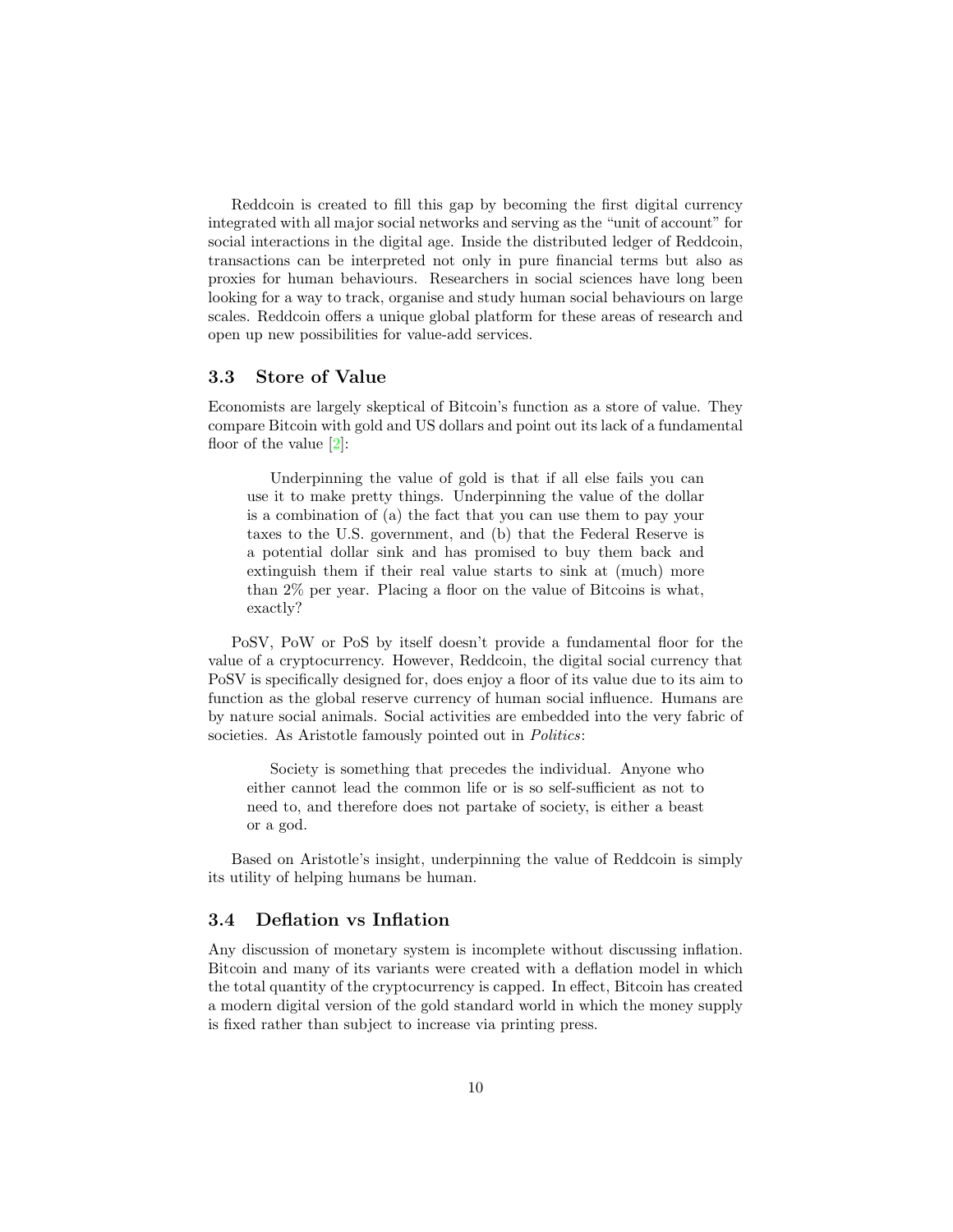Reddcoin is created to fill this gap by becoming the first digital currency integrated with all major social networks and serving as the "unit of account" for social interactions in the digital age. Inside the distributed ledger of Reddcoin, transactions can be interpreted not only in pure financial terms but also as proxies for human behaviours. Researchers in social sciences have long been looking for a way to track, organise and study human social behaviours on large scales. Reddcoin offers a unique global platform for these areas of research and open up new possibilities for value-add services.

### 3.3 Store of Value

Economists are largely skeptical of Bitcoin's function as a store of value. They compare Bitcoin with gold and US dollars and point out its lack of a fundamental floor of the value [2]:

> Underpinning the value of gold is that if all else fails you can use it to make pretty things. Underpinning the value of the dollar is a combination of (a) the fact that you can use them to pay your taxes to the U.S. government, and (b) that the Federal Reserve is a potential dollar sink and has promised to buy them back and extinguish them if their real value starts to sink at (much) more than 2% per year. Placing a floor on the value of Bitcoins is what, exactly?

PoSV, PoW or PoS by itself doesn't provide a fundamental floor for the value of a cryptocurrency. However, Reddcoin, the digital social currency that PoSV is specifically designed for, does enjoy a floor of its value due to its aim to function as the global reserve currency of human social influence. Humans are by nature social animals. Social activities are embedded into the very fabric of societies. As Aristotle famously pointed out in *Politics*:

> Society is something that precedes the individual. Anyone who either cannot lead the common life or is so self-sufficient as not to need to, and therefore does not partake of society, is either a beast or a god.

Based on Aristotle's insight, underpinning the value of Reddcoin is simply its utility of helping humans be human.

### 3.4 Deflation vs Inflation

Any discussion of monetary system is incomplete without discussing inflation. Bitcoin and many of its variants were created with a deflation model in which the total quantity of the cryptocurrency is capped. In effect, Bitcoin has created a modern digital version of the gold standard world in which the money supply is fixed rather than subject to increase via printing press.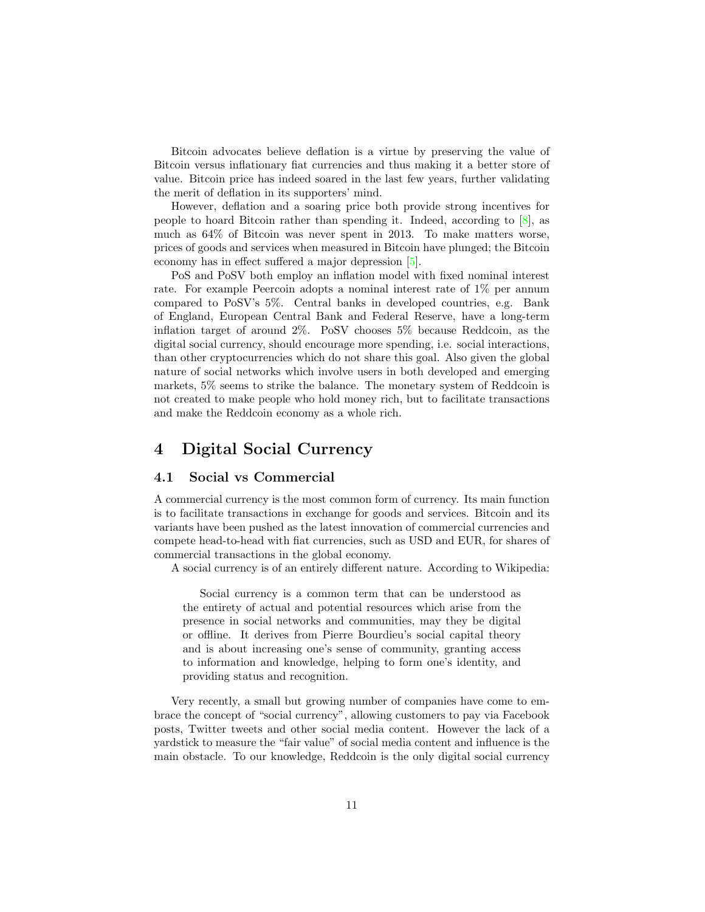Bitcoin advocates believe deflation is a virtue by preserving the value of Bitcoin versus inflationary fiat currencies and thus making it a better store of value. Bitcoin price has indeed soared in the last few years, further validating the merit of deflation in its supporters' mind.

However, deflation and a soaring price both provide strong incentives for people to hoard Bitcoin rather than spending it. Indeed, according to [8], as much as 64% of Bitcoin was never spent in 2013. To make matters worse, prices of goods and services when measured in Bitcoin have plunged; the Bitcoin economy has in effect suffered a major depression [5].

PoS and PoSV both employ an inflation model with fixed nominal interest rate. For example Peercoin adopts a nominal interest rate of 1% per annum compared to PoSV's 5%. Central banks in developed countries, e.g. Bank of England, European Central Bank and Federal Reserve, have a long-term inflation target of around 2%. PoSV chooses 5% because Reddcoin, as the digital social currency, should encourage more spending, i.e. social interactions, than other cryptocurrencies which do not share this goal. Also given the global nature of social networks which involve users in both developed and emerging markets, 5% seems to strike the balance. The monetary system of Reddcoin is not created to make people who hold money rich, but to facilitate transactions and make the Reddcoin economy as a whole rich.

# 4 Digital Social Currency

## 4.1 Social vs Commercial

A commercial currency is the most common form of currency. Its main function is to facilitate transactions in exchange for goods and services. Bitcoin and its variants have been pushed as the latest innovation of commercial currencies and compete head-to-head with fiat currencies, such as USD and EUR, for shares of commercial transactions in the global economy.

A social currency is of an entirely different nature. According to Wikipedia:

> Social currency is a common term that can be understood as the entirety of actual and potential resources which arise from the presence in social networks and communities, may they be digital or offline. It derives from Pierre Bourdieu's social capital theory and is about increasing one's sense of community, granting access to information and knowledge, helping to form one's identity, and providing status and recognition.

Very recently, a small but growing number of companies have come to embrace the concept of "social currency", allowing customers to pay via Facebook posts, Twitter tweets and other social media content. However the lack of a yardstick to measure the "fair value" of social media content and influence is the main obstacle. To our knowledge, Reddcoin is the only digital social currency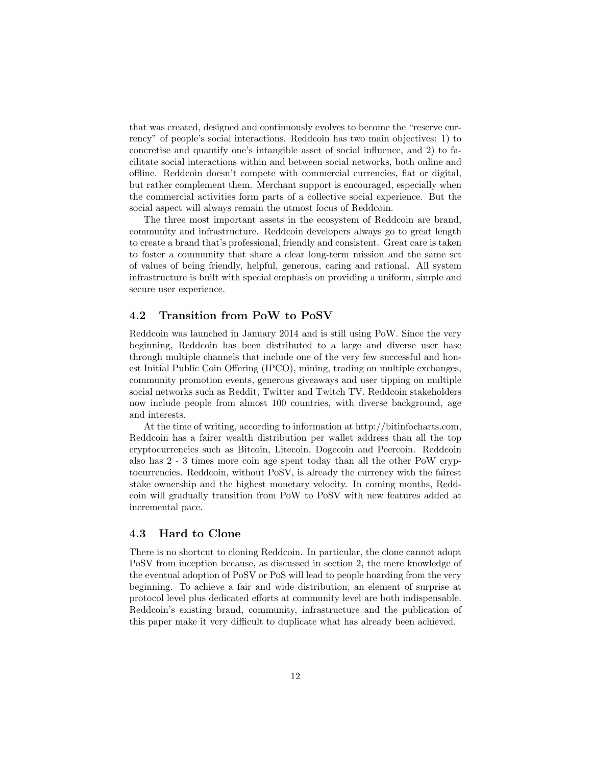that was created, designed and continuously evolves to become the "reserve currency" of people's social interactions. Reddcoin has two main objectives: 1) to concretise and quantify one's intangible asset of social influence, and 2) to facilitate social interactions within and between social networks, both online and offline. Reddcoin doesn't compete with commercial currencies, fiat or digital, but rather complement them. Merchant support is encouraged, especially when the commercial activities form parts of a collective social experience. But the social aspect will always remain the utmost focus of Reddcoin.

The three most important assets in the ecosystem of Reddcoin are brand, community and infrastructure. Reddcoin developers always go to great length to create a brand that's professional, friendly and consistent. Great care is taken to foster a community that share a clear long-term mission and the same set of values of being friendly, helpful, generous, caring and rational. All system infrastructure is built with special emphasis on providing a uniform, simple and secure user experience.

## 4.2 Transition from PoW to PoSV

Reddcoin was launched in January 2014 and is still using PoW. Since the very beginning, Reddcoin has been distributed to a large and diverse user base through multiple channels that include one of the very few successful and honest Initial Public Coin Offering (IPCO), mining, trading on multiple exchanges, community promotion events, generous giveaways and user tipping on multiple social networks such as Reddit, Twitter and Twitch TV. Reddcoin stakeholders now include people from almost 100 countries, with diverse background, age and interests.

At the time of writing, according to information at http://bitinfocharts.com, Reddcoin has a fairer wealth distribution per wallet address than all the top cryptocurrencies such as Bitcoin, Litecoin, Dogecoin and Peercoin. Reddcoin also has 2 - 3 times more coin age spent today than all the other PoW cryptocurrencies. Reddcoin, without PoSV, is already the currency with the fairest stake ownership and the highest monetary velocity. In coming months, Reddcoin will gradually transition from PoW to PoSV with new features added at incremental pace.

## 4.3 Hard to Clone

There is no shortcut to cloning Reddcoin. In particular, the clone cannot adopt PoSV from inception because, as discussed in section 2, the mere knowledge of the eventual adoption of PoSV or PoS will lead to people hoarding from the very beginning. To achieve a fair and wide distribution, an element of surprise at protocol level plus dedicated efforts at community level are both indispensable. Reddcoin's existing brand, community, infrastructure and the publication of this paper make it very difficult to duplicate what has already been achieved.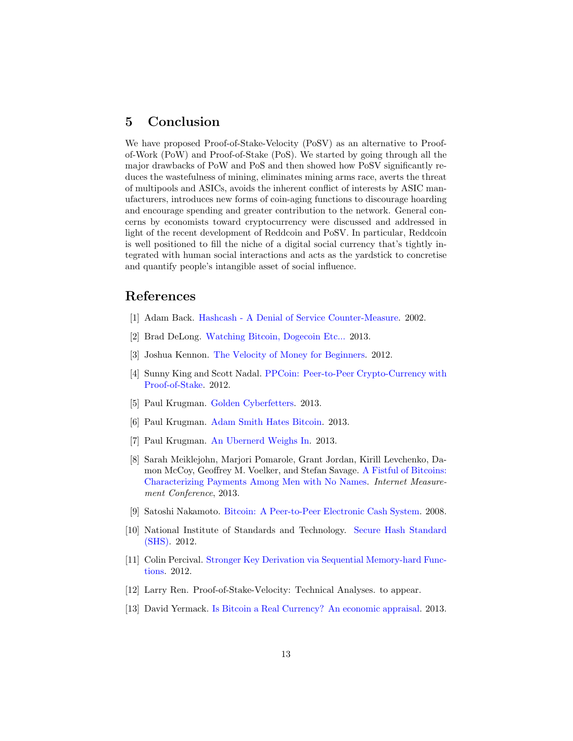## 5 Conclusion

We have proposed Proof-of-Stake-Velocity (PoSV) as an alternative to Proof-of-Work (PoW) and Proof-of-Stake (PoS). We started by going through all the major drawbacks of PoW and PoS and then showed how PoSV significantly reduces the wastefulness of mining, eliminates mining arms race, averts the threat of multipools and ASICs, avoids the inherent conflict of interests by ASIC manufacturers, introduces new forms of coin-aging functions to discourage hoarding and encourage spending and greater contribution to the network. General concerns by economists toward cryptocurrency were discussed and addressed in light of the recent development of Reddcoin and PoSV. In particular, Reddcoin is well positioned to fill the niche of a digital social currency that's tightly integrated with human social interactions and acts as the yardstick to concretise and quantify people's intangible asset of social influence.

## References

[1] Adam Back. Hashcash - A Denial of Service Counter-Measure. 2002.

[2] Brad DeLong. Watching Bitcoin, Dogecoin Etc... 2013.

[3] Joshua Kennon. The Velocity of Money for Beginners. 2012.

[4] Sunny King and Scott Nadal. PPCoin: Peer-to-Peer Crypto-Currency with Proof-of-Stake. 2012.

[5] Paul Krugman. Golden Cyberfetters. 2013.

[6] Paul Krugman. Adam Smith Hates Bitcoin. 2013.

[7] Paul Krugman. An Ubernerd Weighs In. 2013.

[8] Sarah Meiklejohn, Marjori Pomarole, Grant Jordan, Kirill Levchenko, Damon McCoy, Geoffrey M. Voelker, and Stefan Savage. A Fistful of Bitcoins: Characterizing Payments Among Men with No Names. *Internet Measurement Conference*, 2013.

[9] Satoshi Nakamoto. Bitcoin: A Peer-to-Peer Electronic Cash System. 2008.

[10] National Institute of Standards and Technology. Secure Hash Standard (SHS). 2012.

[11] Colin Percival. Stronger Key Derivation via Sequential Memory-hard Functions. 2012.

[12] Larry Ren. Proof-of-Stake-Velocity: Technical Analyses. to appear.

[13] David Yermack. Is Bitcoin a Real Currency? An economic appraisal. 2013.